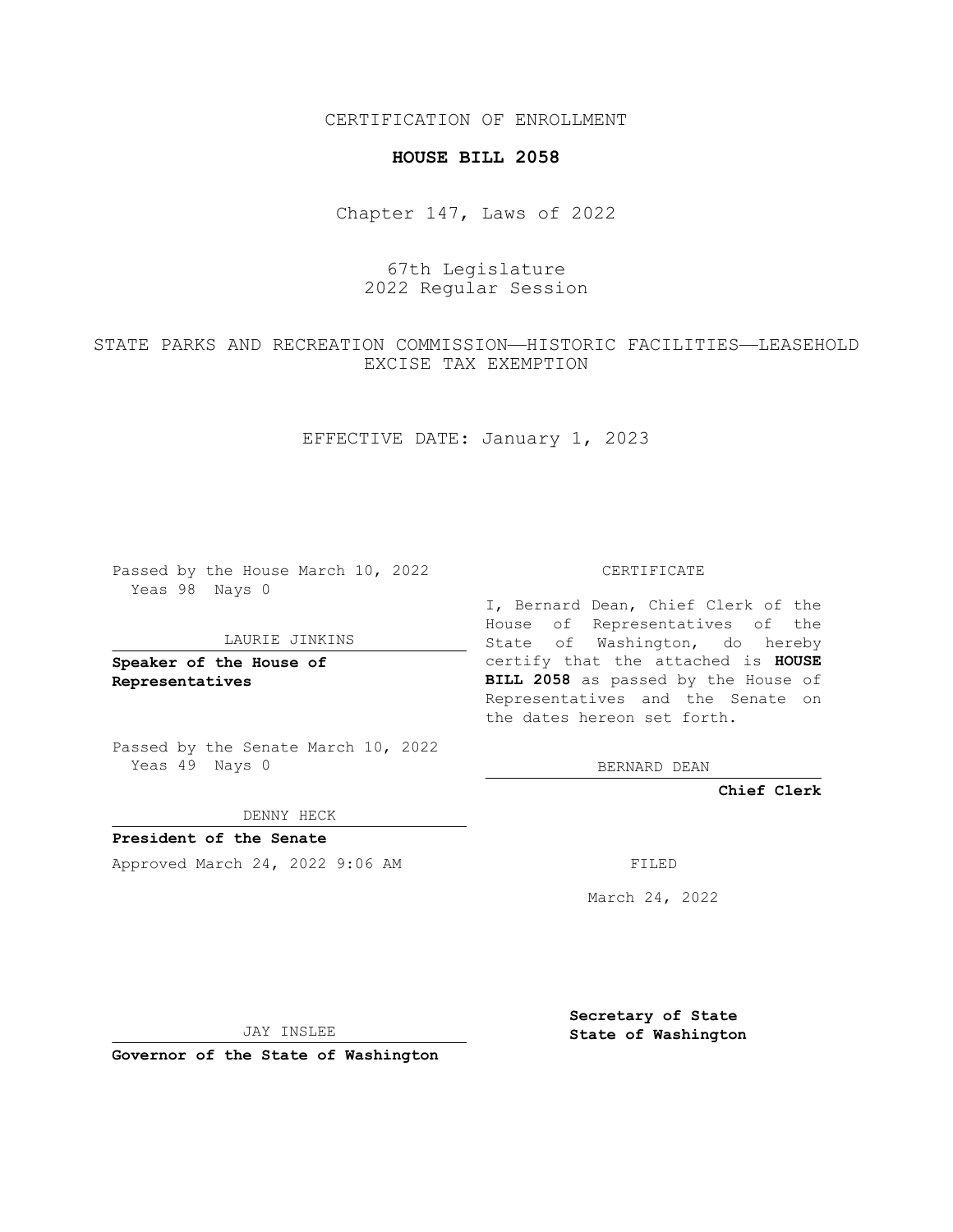CERTIFICATION OF ENROLLMENT

**HOUSE BILL 2058**

Chapter 147, Laws of 2022

67th Legislature
2022 Regular Session

STATE PARKS AND RECREATION COMMISSION—HISTORIC FACILITIES—LEASEHOLD EXCISE TAX EXEMPTION

EFFECTIVE DATE: January 1, 2023

Passed by the House March 10, 2022
Yeas 98 Nays 0

LAURIE JINKINS

**Speaker of the House of Representatives**

Passed by the Senate March 10, 2022
Yeas 49 Nays 0

DENNY HECK

**President of the Senate**

Approved March 24, 2022 9:06 AM

JAY INSLEE

**Governor of the State of Washington**

CERTIFICATE

I, Bernard Dean, Chief Clerk of the House of Representatives of the State of Washington, do hereby certify that the attached is **HOUSE BILL 2058** as passed by the House of Representatives and the Senate on the dates hereon set forth.

BERNARD DEAN

**Chief Clerk**

FILED

March 24, 2022

**Secretary of State**
**State of Washington**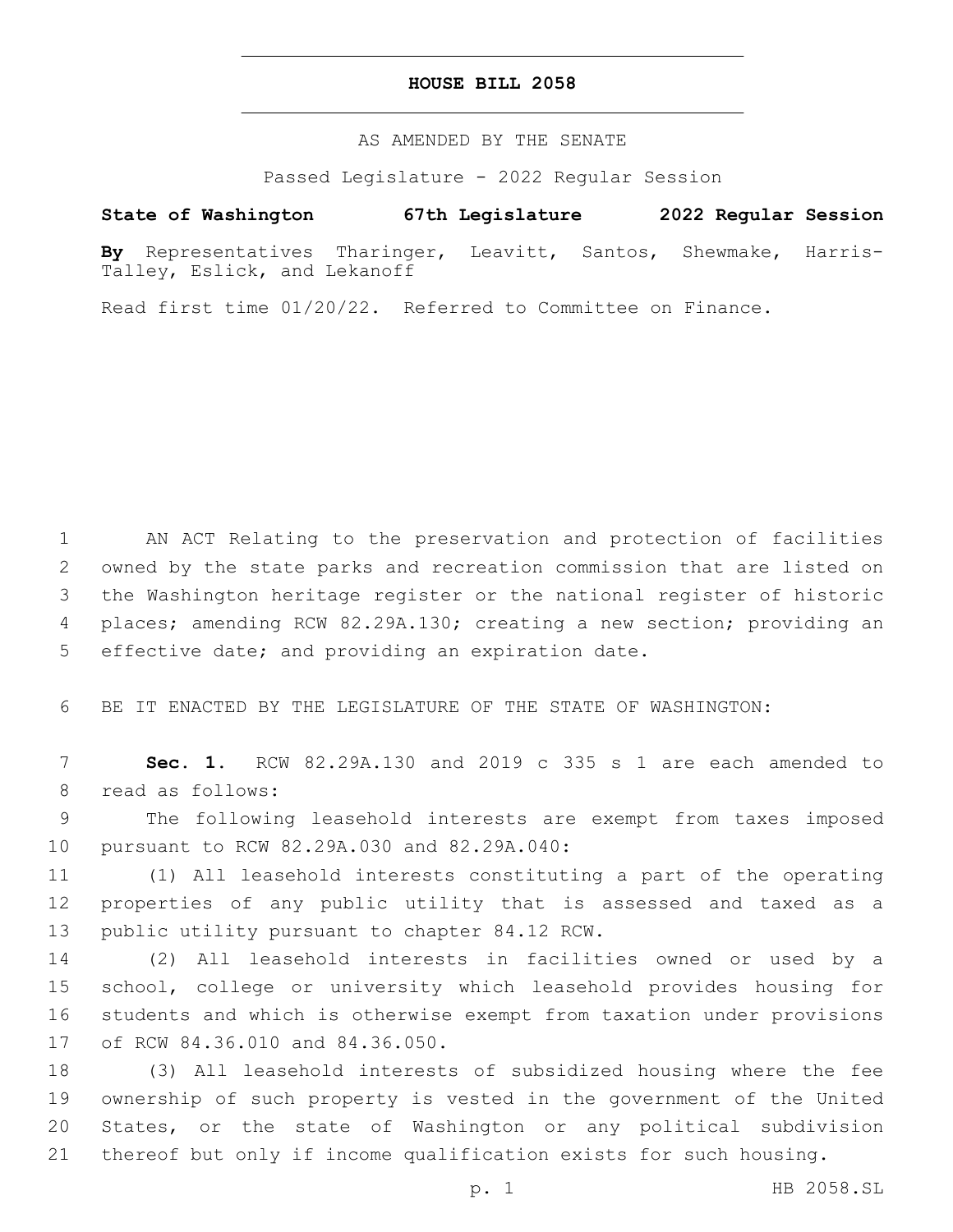# HOUSE BILL 2058

AS AMENDED BY THE SENATE

Passed Legislature - 2022 Regular Session

**State of Washington 67th Legislature 2022 Regular Session**

**By** Representatives Tharinger, Leavitt, Santos, Shewmake, Harris-Talley, Eslick, and Lekanoff

Read first time 01/20/22. Referred to Committee on Finance.

AN ACT Relating to the preservation and protection of facilities owned by the state parks and recreation commission that are listed on the Washington heritage register or the national register of historic places; amending RCW 82.29A.130; creating a new section; providing an effective date; and providing an expiration date.

BE IT ENACTED BY THE LEGISLATURE OF THE STATE OF WASHINGTON:

**Sec. 1.** RCW 82.29A.130 and 2019 c 335 s 1 are each amended to read as follows:

The following leasehold interests are exempt from taxes imposed pursuant to RCW 82.29A.030 and 82.29A.040:

(1) All leasehold interests constituting a part of the operating properties of any public utility that is assessed and taxed as a public utility pursuant to chapter 84.12 RCW.

(2) All leasehold interests in facilities owned or used by a school, college or university which leasehold provides housing for students and which is otherwise exempt from taxation under provisions of RCW 84.36.010 and 84.36.050.

(3) All leasehold interests of subsidized housing where the fee ownership of such property is vested in the government of the United States, or the state of Washington or any political subdivision thereof but only if income qualification exists for such housing.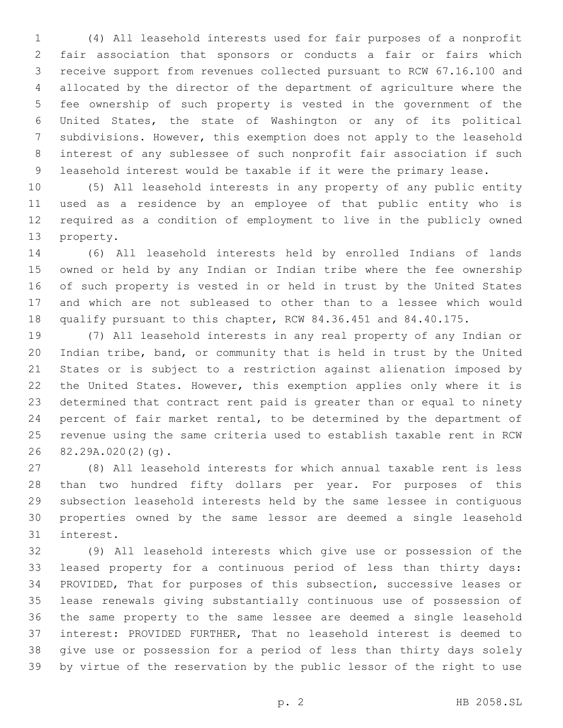(4) All leasehold interests used for fair purposes of a nonprofit fair association that sponsors or conducts a fair or fairs which receive support from revenues collected pursuant to RCW 67.16.100 and allocated by the director of the department of agriculture where the fee ownership of such property is vested in the government of the United States, the state of Washington or any of its political subdivisions. However, this exemption does not apply to the leasehold interest of any sublessee of such nonprofit fair association if such leasehold interest would be taxable if it were the primary lease.

(5) All leasehold interests in any property of any public entity used as a residence by an employee of that public entity who is required as a condition of employment to live in the publicly owned property.

(6) All leasehold interests held by enrolled Indians of lands owned or held by any Indian or Indian tribe where the fee ownership of such property is vested in or held in trust by the United States and which are not subleased to other than to a lessee which would qualify pursuant to this chapter, RCW 84.36.451 and 84.40.175.

(7) All leasehold interests in any real property of any Indian or Indian tribe, band, or community that is held in trust by the United States or is subject to a restriction against alienation imposed by the United States. However, this exemption applies only where it is determined that contract rent paid is greater than or equal to ninety percent of fair market rental, to be determined by the department of revenue using the same criteria used to establish taxable rent in RCW 82.29A.020(2)(g).

(8) All leasehold interests for which annual taxable rent is less than two hundred fifty dollars per year. For purposes of this subsection leasehold interests held by the same lessee in contiguous properties owned by the same lessor are deemed a single leasehold interest.

(9) All leasehold interests which give use or possession of the leased property for a continuous period of less than thirty days: PROVIDED, That for purposes of this subsection, successive leases or lease renewals giving substantially continuous use of possession of the same property to the same lessee are deemed a single leasehold interest: PROVIDED FURTHER, That no leasehold interest is deemed to give use or possession for a period of less than thirty days solely by virtue of the reservation by the public lessor of the right to use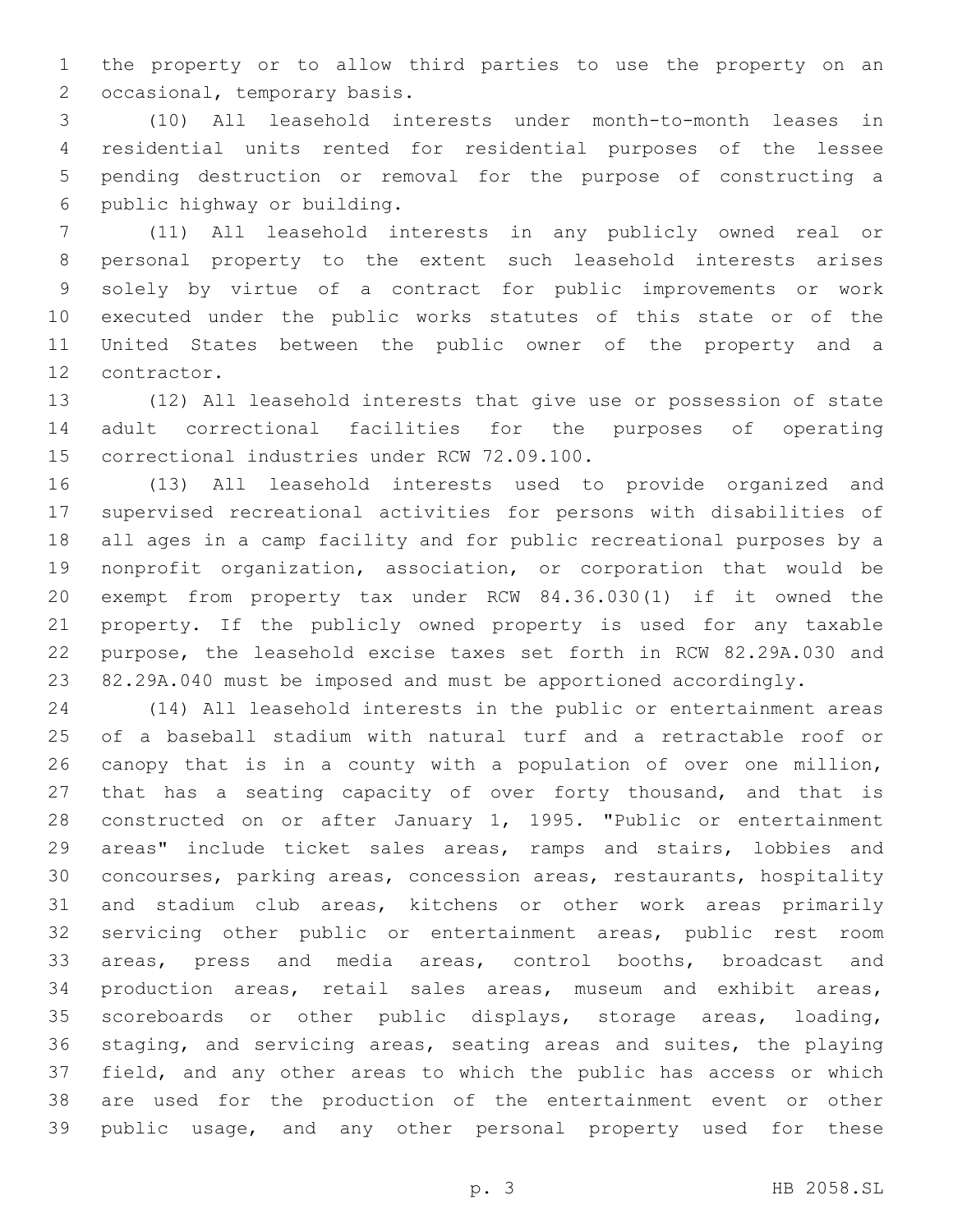the property or to allow third parties to use the property on an occasional, temporary basis.

(10) All leasehold interests under month-to-month leases in residential units rented for residential purposes of the lessee pending destruction or removal for the purpose of constructing a public highway or building.

(11) All leasehold interests in any publicly owned real or personal property to the extent such leasehold interests arises solely by virtue of a contract for public improvements or work executed under the public works statutes of this state or of the United States between the public owner of the property and a contractor.

(12) All leasehold interests that give use or possession of state adult correctional facilities for the purposes of operating correctional industries under RCW 72.09.100.

(13) All leasehold interests used to provide organized and supervised recreational activities for persons with disabilities of all ages in a camp facility and for public recreational purposes by a nonprofit organization, association, or corporation that would be exempt from property tax under RCW 84.36.030(1) if it owned the property. If the publicly owned property is used for any taxable purpose, the leasehold excise taxes set forth in RCW 82.29A.030 and 82.29A.040 must be imposed and must be apportioned accordingly.

(14) All leasehold interests in the public or entertainment areas of a baseball stadium with natural turf and a retractable roof or canopy that is in a county with a population of over one million, that has a seating capacity of over forty thousand, and that is constructed on or after January 1, 1995. "Public or entertainment areas" include ticket sales areas, ramps and stairs, lobbies and concourses, parking areas, concession areas, restaurants, hospitality and stadium club areas, kitchens or other work areas primarily servicing other public or entertainment areas, public rest room areas, press and media areas, control booths, broadcast and production areas, retail sales areas, museum and exhibit areas, scoreboards or other public displays, storage areas, loading, staging, and servicing areas, seating areas and suites, the playing field, and any other areas to which the public has access or which are used for the production of the entertainment event or other public usage, and any other personal property used for these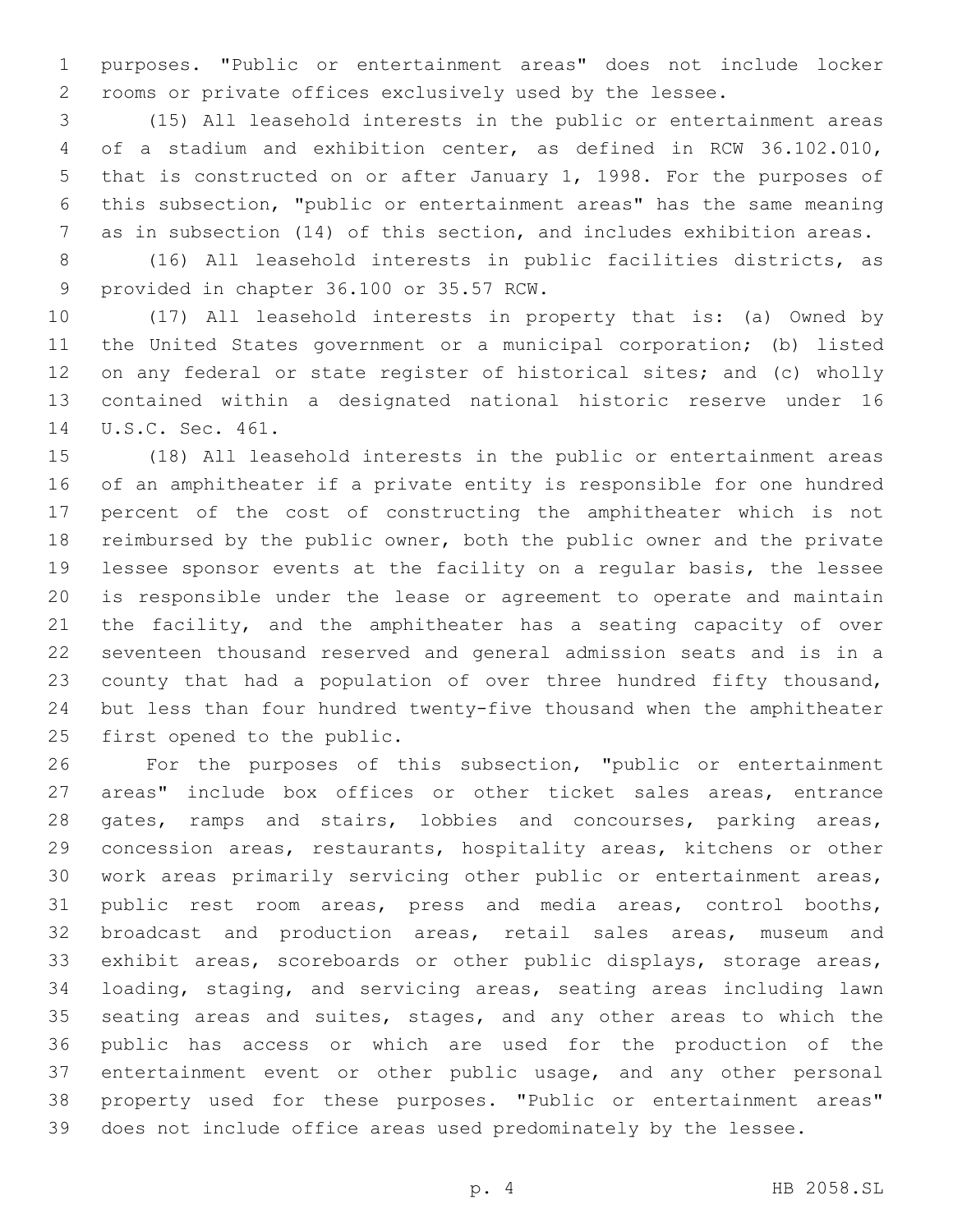purposes. "Public or entertainment areas" does not include locker rooms or private offices exclusively used by the lessee.

(15) All leasehold interests in the public or entertainment areas of a stadium and exhibition center, as defined in RCW 36.102.010, that is constructed on or after January 1, 1998. For the purposes of this subsection, "public or entertainment areas" has the same meaning as in subsection (14) of this section, and includes exhibition areas.

(16) All leasehold interests in public facilities districts, as provided in chapter 36.100 or 35.57 RCW.

(17) All leasehold interests in property that is: (a) Owned by the United States government or a municipal corporation; (b) listed on any federal or state register of historical sites; and (c) wholly contained within a designated national historic reserve under 16 U.S.C. Sec. 461.

(18) All leasehold interests in the public or entertainment areas of an amphitheater if a private entity is responsible for one hundred percent of the cost of constructing the amphitheater which is not reimbursed by the public owner, both the public owner and the private lessee sponsor events at the facility on a regular basis, the lessee is responsible under the lease or agreement to operate and maintain the facility, and the amphitheater has a seating capacity of over seventeen thousand reserved and general admission seats and is in a county that had a population of over three hundred fifty thousand, but less than four hundred twenty-five thousand when the amphitheater first opened to the public.

For the purposes of this subsection, "public or entertainment areas" include box offices or other ticket sales areas, entrance gates, ramps and stairs, lobbies and concourses, parking areas, concession areas, restaurants, hospitality areas, kitchens or other work areas primarily servicing other public or entertainment areas, public rest room areas, press and media areas, control booths, broadcast and production areas, retail sales areas, museum and exhibit areas, scoreboards or other public displays, storage areas, loading, staging, and servicing areas, seating areas including lawn seating areas and suites, stages, and any other areas to which the public has access or which are used for the production of the entertainment event or other public usage, and any other personal property used for these purposes. "Public or entertainment areas" does not include office areas used predominately by the lessee.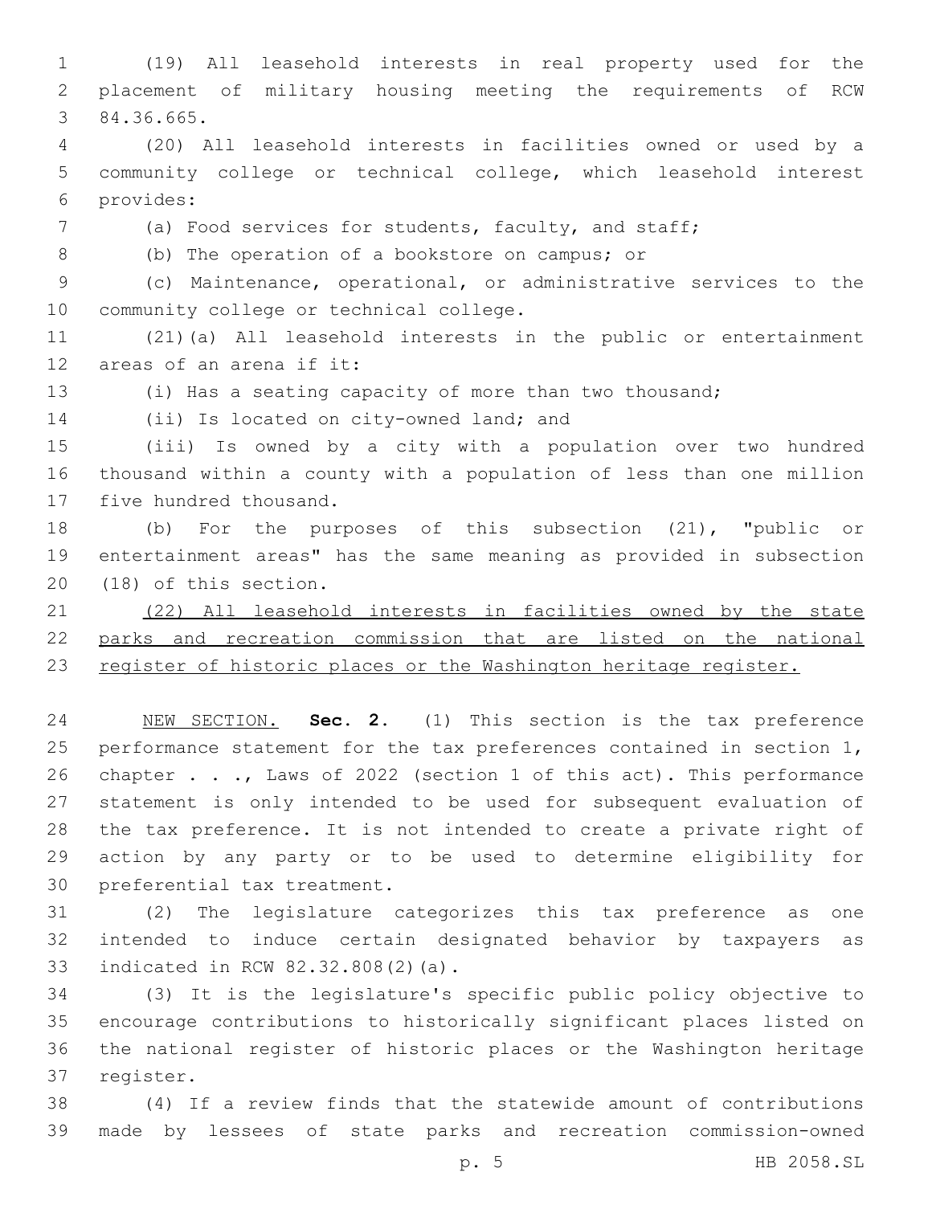(19) All leasehold interests in real property used for the placement of military housing meeting the requirements of RCW 84.36.665.

(20) All leasehold interests in facilities owned or used by a community college or technical college, which leasehold interest provides:

(a) Food services for students, faculty, and staff;

(b) The operation of a bookstore on campus; or

(c) Maintenance, operational, or administrative services to the community college or technical college.

(21)(a) All leasehold interests in the public or entertainment areas of an arena if it:

(i) Has a seating capacity of more than two thousand;

(ii) Is located on city-owned land; and

(iii) Is owned by a city with a population over two hundred thousand within a county with a population of less than one million five hundred thousand.

(b) For the purposes of this subsection (21), "public or entertainment areas" has the same meaning as provided in subsection (18) of this section.

<u>(22) All leasehold interests in facilities owned by the state parks and recreation commission that are listed on the national register of historic places or the Washington heritage register.</u>

<u>NEW SECTION.</u> **Sec. 2.** (1) This section is the tax preference performance statement for the tax preferences contained in section 1, chapter . . ., Laws of 2022 (section 1 of this act). This performance statement is only intended to be used for subsequent evaluation of the tax preference. It is not intended to create a private right of action by any party or to be used to determine eligibility for preferential tax treatment.

(2) The legislature categorizes this tax preference as one intended to induce certain designated behavior by taxpayers as indicated in RCW 82.32.808(2)(a).

(3) It is the legislature's specific public policy objective to encourage contributions to historically significant places listed on the national register of historic places or the Washington heritage register.

(4) If a review finds that the statewide amount of contributions made by lessees of state parks and recreation commission-owned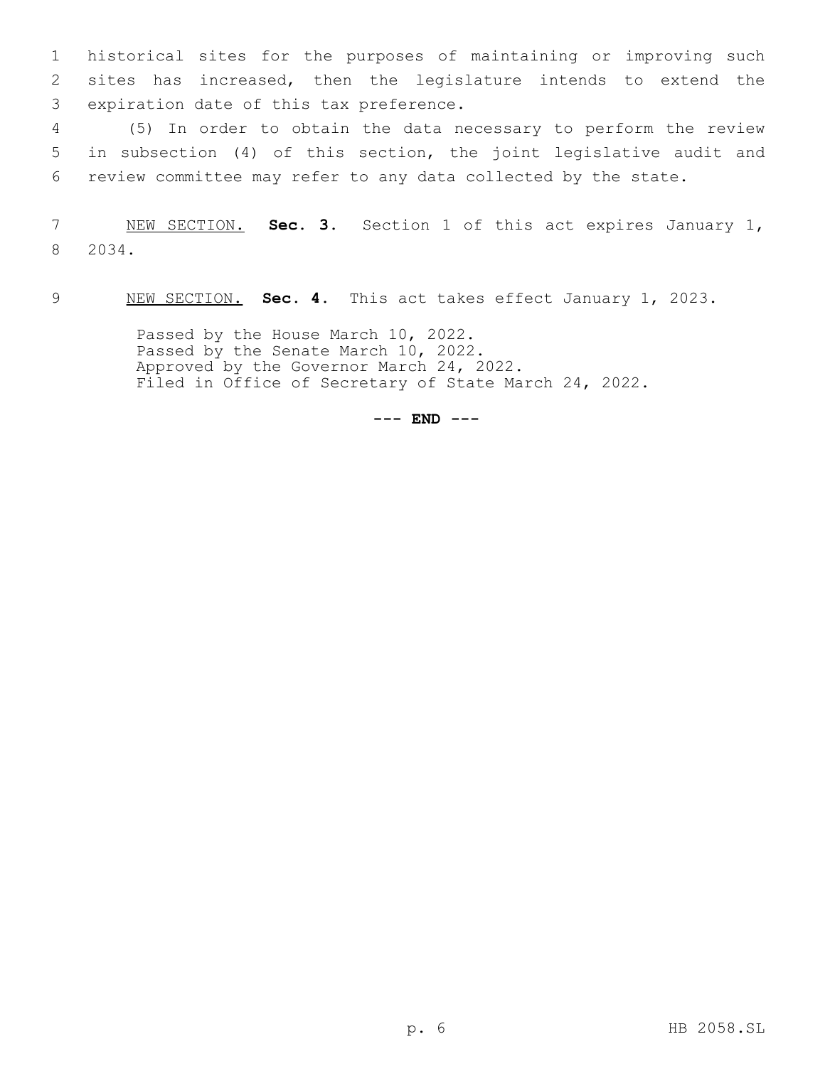historical sites for the purposes of maintaining or improving such sites has increased, then the legislature intends to extend the expiration date of this tax preference.

(5) In order to obtain the data necessary to perform the review in subsection (4) of this section, the joint legislative audit and review committee may refer to any data collected by the state.

NEW SECTION. **Sec. 3.** Section 1 of this act expires January 1, 2034.

NEW SECTION. **Sec. 4.** This act takes effect January 1, 2023.

Passed by the House March 10, 2022.
Passed by the Senate March 10, 2022.
Approved by the Governor March 24, 2022.
Filed in Office of Secretary of State March 24, 2022.

**--- END ---**